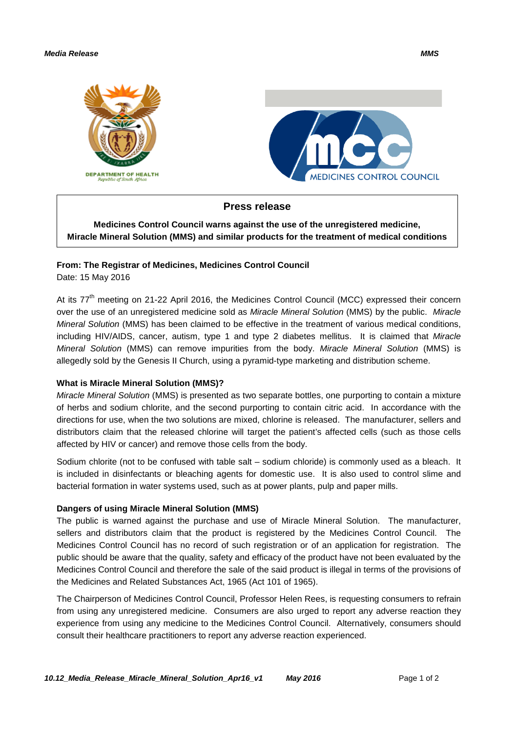# Press release

**Medicines Control Council warns against the use of the unregistered medicine, Miracle Mineral Solution (MMS) and similar products for the treatment of medical conditions**

**From: The Registrar of Medicines, Medicines Control Council**

Date: 15 May 2016

At its 77th meeting on 21-22 April 2016, the Medicines Control Council (MCC) expressed their concern over the use of an unregistered medicine sold as *Miracle Mineral Solution* (MMS) by the public. *Miracle Mineral Solution* (MMS) has been claimed to be effective in the treatment of various medical conditions, including HIV/AIDS, cancer, autism, type 1 and type 2 diabetes mellitus. It is claimed that *Miracle Mineral Solution* (MMS) can remove impurities from the body. *Miracle Mineral Solution* (MMS) is allegedly sold by the Genesis II Church, using a pyramid-type marketing and distribution scheme.

**What is Miracle Mineral Solution (MMS)?**

*Miracle Mineral Solution* (MMS) is presented as two separate bottles, one purporting to contain a mixture of herbs and sodium chlorite, and the second purporting to contain citric acid. In accordance with the directions for use, when the two solutions are mixed, chlorine is released. The manufacturer, sellers and distributors claim that the released chlorine will target the patient's affected cells (such as those cells affected by HIV or cancer) and remove those cells from the body.

Sodium chlorite (not to be confused with table salt – sodium chloride) is commonly used as a bleach. It is included in disinfectants or bleaching agents for domestic use. It is also used to control slime and bacterial formation in water systems used, such as at power plants, pulp and paper mills.

**Dangers of using Miracle Mineral Solution (MMS)**

The public is warned against the purchase and use of Miracle Mineral Solution. The manufacturer, sellers and distributors claim that the product is registered by the Medicines Control Council. The Medicines Control Council has no record of such registration or of an application for registration. The public should be aware that the quality, safety and efficacy of the product have not been evaluated by the Medicines Control Council and therefore the sale of the said product is illegal in terms of the provisions of the Medicines and Related Substances Act, 1965 (Act 101 of 1965).

The Chairperson of Medicines Control Council, Professor Helen Rees, is requesting consumers to refrain from using any unregistered medicine. Consumers are also urged to report any adverse reaction they experience from using any medicine to the Medicines Control Council. Alternatively, consumers should consult their healthcare practitioners to report any adverse reaction experienced.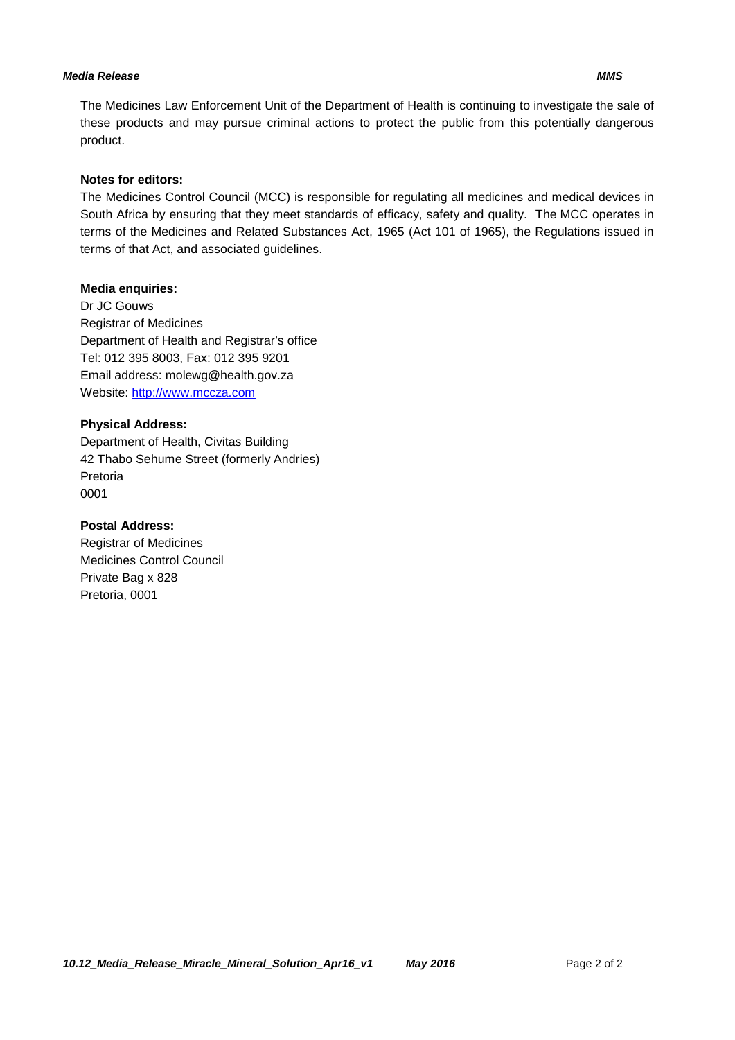The Medicines Law Enforcement Unit of the Department of Health is continuing to investigate the sale of these products and may pursue criminal actions to protect the public from this potentially dangerous product.

**Notes for editors:**

The Medicines Control Council (MCC) is responsible for regulating all medicines and medical devices in South Africa by ensuring that they meet standards of efficacy, safety and quality. The MCC operates in terms of the Medicines and Related Substances Act, 1965 (Act 101 of 1965), the Regulations issued in terms of that Act, and associated guidelines.

**Media enquiries:**

Dr JC Gouws  
Registrar of Medicines  
Department of Health and Registrar's office  
Tel: 012 395 8003, Fax: 012 395 9201  
Email address: molewg@health.gov.za  
Website: http://www.mccza.com

**Physical Address:**

Department of Health, Civitas Building  
42 Thabo Sehume Street (formerly Andries)  
Pretoria  
0001

**Postal Address:**

Registrar of Medicines  
Medicines Control Council  
Private Bag x 828  
Pretoria, 0001